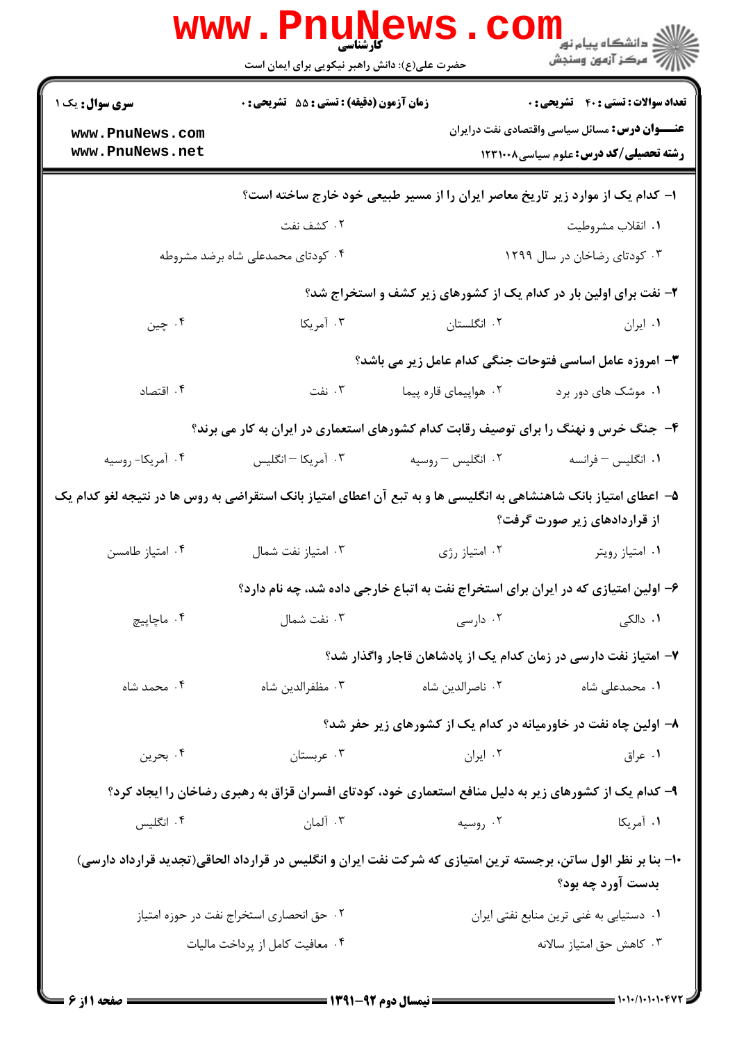کارشناسی

حضرت علی(ع): دانش راهبر نیکویی برای ایمان است

| سری سوال: یک ۱ | زمان آزمون (دقیقه) : تستی : ۵۵ تشریحی : ۰ | تعداد سوالات : تستی : ۴۰ تشریحی : ۰ |
| --- | --- | --- |
| | | عنـــوان درس: مسائل سیاسی واقتصادی نفت درایران |
| | | رشته تحصیلی/کد درس: علوم سیاسی۱۲۳۱۰۰۸ |

۱- کدام یک از موارد زیر تاریخ معاصر ایران را از مسیر طبیعی خود خارج ساخته است؟

۱. انقلاب مشروطیت
۲. کشف نفت
۳. کودتای رضاخان در سال ۱۲۹۹
۴. کودتای محمدعلی شاه برضد مشروطه

۲- نفت برای اولین بار در کدام یک از کشورهای زیر کشف و استخراج شد؟

۱. ایران
۲. انگلستان
۳. آمریکا
۴. چین

۳- امروزه عامل اساسی فتوحات جنگی کدام عامل زیر می باشد؟

۱. موشک های دور برد
۲. هواپیمای قاره پیما
۳. نفت
۴. اقتصاد

۴- جنگ خرس و نهنگ را برای توصیف رقابت کدام کشورهای استعماری در ایران به کار می برند؟

۱. انگلیس – فرانسه
۲. انگلیس – روسیه
۳. آمریکا – انگلیس
۴. آمریکا- روسیه

۵- اعطای امتیاز بانک شاهنشاهی به انگلیسی ها و به تبع آن اعطای امتیاز بانک استقراضی به روس ها در نتیجه لغو کدام یک از قراردادهای زیر صورت گرفت؟

۱. امتیاز رویتر
۲. امتیاز رژی
۳. امتیاز نفت شمال
۴. امتیاز طامسن

۶- اولین امتیازی که در ایران برای استخراج نفت به اتباع خارجی داده شد، چه نام دارد؟

۱. دالکی
۲. دارسی
۳. نفت شمال
۴. ماچاپیچ

۷- امتیاز نفت دارسی در زمان کدام یک از پادشاهان قاجار واگذار شد؟

۱. محمدعلی شاه
۲. ناصرالدین شاه
۳. مظفرالدین شاه
۴. محمد شاه

۸- اولین چاه نفت در خاورمیانه در کدام یک از کشورهای زیر حفر شد؟

۱. عراق
۲. ایران
۳. عربستان
۴. بحرین

۹- کدام یک از کشورهای زیر به دلیل منافع استعماری خود، کودتای افسران قزاق به رهبری رضاخان را ایجاد کرد؟

۱. آمریکا
۲. روسیه
۳. آلمان
۴. انگلیس

۱۰- بنا بر نظر الول ساتن، برجسته ترین امتیازی که شرکت نفت ایران و انگلیس در قرارداد الحاقی(تجدید قرارداد دارسی) بدست آورد چه بود؟

۱. دستیابی به غنی ترین منابع نفتی ایران
۲. حق انحصاری استخراج نفت در حوزه امتیاز
۳. کاهش حق امتیاز سالانه
۴. معافیت کامل از پرداخت مالیات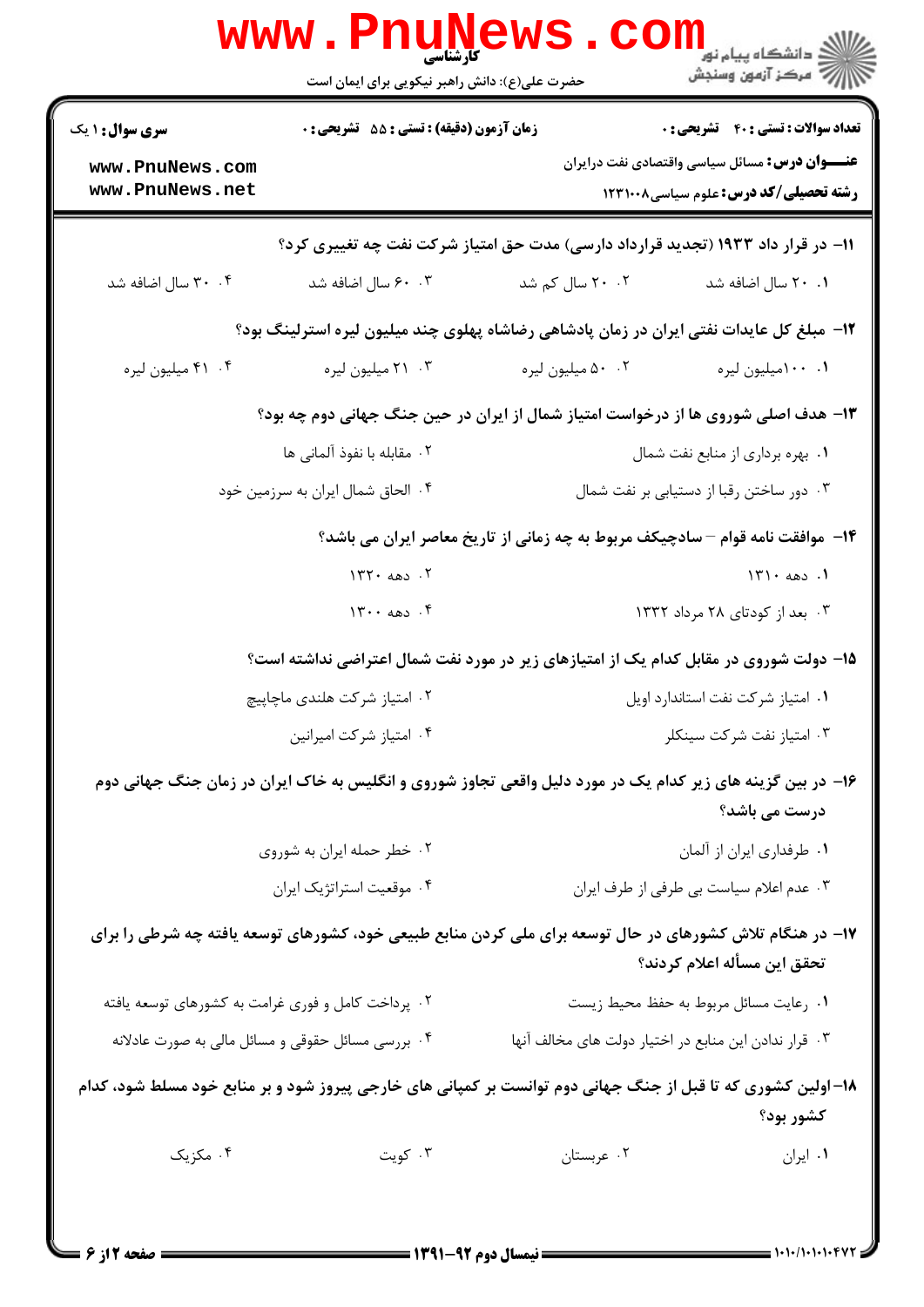۱۱- در قرار داد ۱۹۳۳ (تجدید قرارداد دارسی) مدت حق امتیاز شرکت نفت چه تغییری کرد؟

۱. ۲۰ سال اضافه شد
۲. ۲۰ سال کم شد
۳. ۶۰ سال اضافه شد
۴. ۳۰ سال اضافه شد

۱۲- مبلغ کل عایدات نفتی ایران در زمان پادشاهی رضاشاه پهلوی چند میلیون لیره استرلینگ بود؟

۱. ۱۰۰میلیون لیره
۲. ۵۰ میلیون لیره
۳. ۲۱ میلیون لیره
۴. ۴۱ میلیون لیره

۱۳- هدف اصلی شوروی ها از درخواست امتیاز شمال از ایران در حین جنگ جهانی دوم چه بود؟

۱. بهره برداری از منابع نفت شمال
۲. مقابله با نفوذ آلمانی ها
۳. دور ساختن رقبا از دستیابی بر نفت شمال
۴. الحاق شمال ایران به سرزمین خود

۱۴- موافقت نامه قوام – سادچیکف مربوط به چه زمانی از تاریخ معاصر ایران می باشد؟

۱. دهه ۱۳۱۰
۲. دهه ۱۳۲۰
۳. بعد از کودتای ۲۸ مرداد ۱۳۳۲
۴. دهه ۱۳۰۰

۱۵- دولت شوروی در مقابل کدام یک از امتیازهای زیر در مورد نفت شمال اعتراضی نداشته است؟

۱. امتیاز شرکت نفت استاندارد اویل
۲. امتیاز شرکت هلندی ماچاپیچ
۳. امتیاز نفت شرکت سینکلر
۴. امتیاز شرکت امیرانین

۱۶- در بین گزینه های زیر کدام یک در مورد دلیل واقعی تجاوز شوروی و انگلیس به خاک ایران در زمان جنگ جهانی دوم درست می باشد؟

۱. طرفداری ایران از آلمان
۲. خطر حمله ایران به شوروی
۳. عدم اعلام سیاست بی طرفی از طرف ایران
۴. موقعیت استراتژیک ایران

۱۷- در هنگام تلاش کشورهای در حال توسعه برای ملی کردن منابع طبیعی خود، کشورهای توسعه یافته چه شرطی را برای تحقق این مسأله اعلام کردند؟

۱. رعایت مسائل مربوط به حفظ محیط زیست
۲. پرداخت کامل و فوری غرامت به کشورهای توسعه یافته
۳. قرار ندادن این منابع در اختیار دولت های مخالف آنها
۴. بررسی مسائل حقوقی و مسائل مالی به صورت عادلانه

۱۸- اولین کشوری که تا قبل از جنگ جهانی دوم توانست بر کمپانی های خارجی پیروز شود و بر منابع خود مسلط شود، کدام کشور بود؟

۱. ایران
۲. عربستان
۳. کویت
۴. مکزیک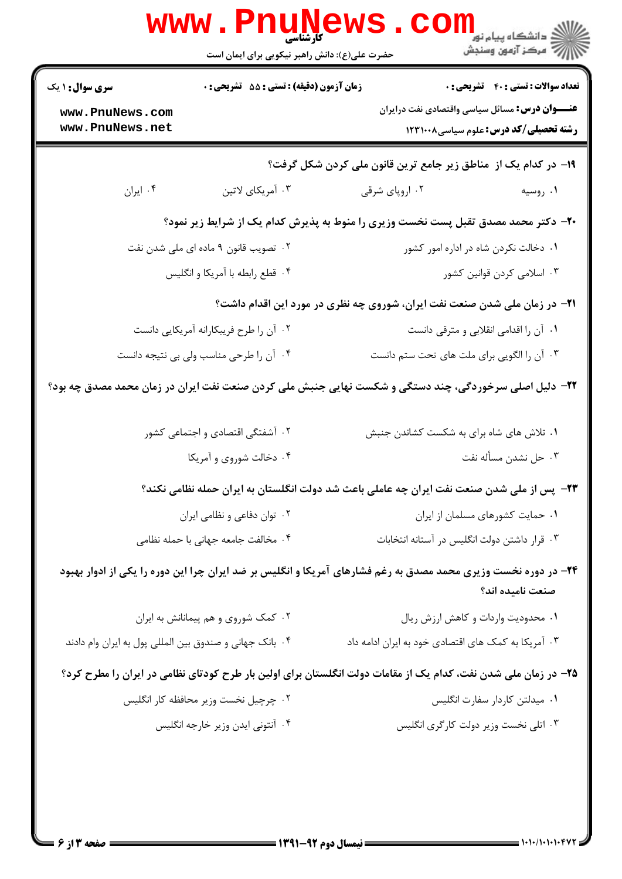۱۹- در کدام یک از مناطق زیر جامع ترین قانون ملی کردن شکل گرفت؟

۱. روسیه
۲. اروپای شرقی
۳. آمریکای لاتین
۴. ایران

۲۰- دکتر محمد مصدق تقبل پست نخست وزیری را منوط به پذیرش کدام یک از شرایط زیر نمود؟

۱. دخالت نکردن شاه در اداره امور کشور
۲. تصویب قانون ۹ ماده ای ملی شدن نفت
۳. اسلامی کردن قوانین کشور
۴. قطع رابطه با آمریکا و انگلیس

۲۱- در زمان ملی شدن صنعت نفت ایران، شوروی چه نظری در مورد این اقدام داشت؟

۱. آن را اقدامی انقلابی و مترقی دانست
۲. آن را طرح فریبکارانه آمریکایی دانست
۳. آن را الگویی برای ملت های تحت ستم دانست
۴. آن را طرحی مناسب ولی بی نتیجه دانست

۲۲- دلیل اصلی سرخوردگی، چند دستگی و شکست نهایی جنبش ملی کردن صنعت نفت ایران در زمان محمد مصدق چه بود؟

۱. تلاش های شاه برای به شکست کشاندن جنبش
۲. آشفتگی اقتصادی و اجتماعی کشور
۳. حل نشدن مسأله نفت
۴. دخالت شوروی و آمریکا

۲۳- پس از ملی شدن صنعت نفت ایران چه عاملی باعث شد دولت انگلستان به ایران حمله نظامی نکند؟

۱. حمایت کشورهای مسلمان از ایران
۲. توان دفاعی و نظامی ایران
۳. قرار داشتن دولت انگلیس در آستانه انتخابات
۴. مخالفت جامعه جهانی با حمله نظامی

۲۴- در دوره نخست وزیری محمد مصدق به رغم فشارهای آمریکا و انگلیس بر ضد ایران چرا این دوره را یکی از ادوار بهبود صنعت نامیده اند؟

۱. محدودیت واردات و کاهش ارزش ریال
۲. کمک شوروی و هم پیمانانش به ایران
۳. آمریکا به کمک های اقتصادی خود به ایران ادامه داد
۴. بانک جهانی و صندوق بین المللی پول به ایران وام دادند

۲۵- در زمان ملی شدن نفت، کدام یک از مقامات دولت انگلستان برای اولین بار طرح کودتای نظامی در ایران را مطرح کرد؟

۱. میدلتن کاردار سفارت انگلیس
۲. چرچیل نخست وزیر محافظه کار انگلیس
۳. اتلی نخست وزیر دولت کارگری انگلیس
۴. آنتونی ایدن وزیر خارجه انگلیس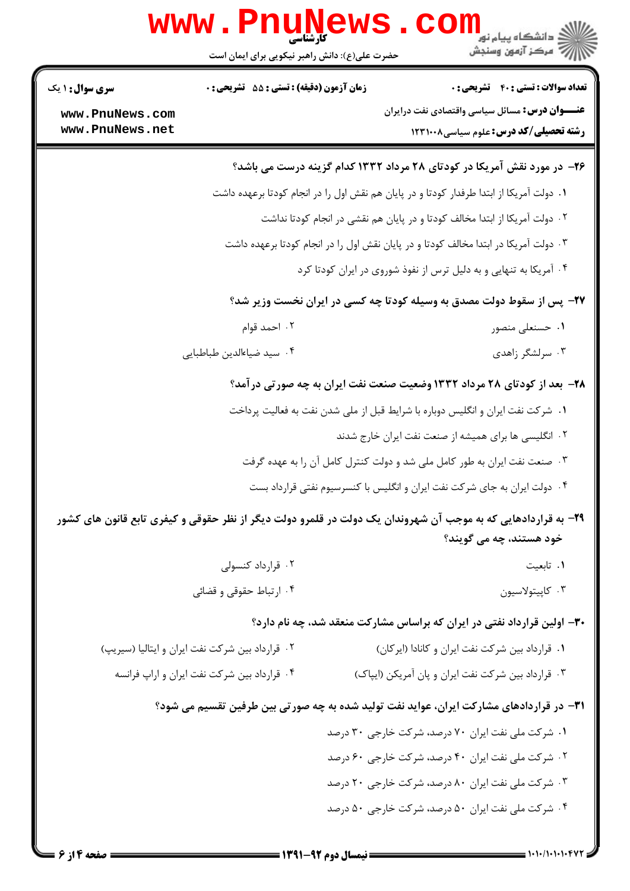**۲۶- در مورد نقش آمریکا در کودتای ۲۸ مرداد ۱۳۳۲ کدام گزینه درست می باشد؟**

۱. دولت آمریکا از ابتدا طرفدار کودتا و در پایان هم نقش اول را در انجام کودتا برعهده داشت

۲. دولت آمریکا از ابتدا مخالف کودتا و در پایان هم نقشی در انجام کودتا نداشت

۳. دولت آمریکا در ابتدا مخالف کودتا و در پایان نقش اول را در انجام کودتا برعهده داشت

۴. آمریکا به تنهایی و به دلیل ترس از نفوذ شوروی در ایران کودتا کرد

**۲۷- پس از سقوط دولت مصدق به وسیله کودتا چه کسی در ایران نخست وزیر شد؟**

۱. حسنعلی منصور

۲. احمد قوام

۳. سرلشگر زاهدی

۴. سید ضیاءالدین طباطبایی

**۲۸- بعد از کودتای ۲۸ مرداد ۱۳۳۲ وضعیت صنعت نفت ایران به چه صورتی درآمد؟**

۱. شرکت نفت ایران و انگلیس دوباره با شرایط قبل از ملی شدن نفت به فعالیت پرداخت

۲. انگلیسی ها برای همیشه از صنعت نفت ایران خارج شدند

۳. صنعت نفت ایران به طور کامل ملی شد و دولت کنترل کامل آن را به عهده گرفت

۴. دولت ایران به جای شرکت نفت ایران و انگلیس با کنسرسیوم نفتی قرارداد بست

**۲۹- به قراردادهایی که به موجب آن شهروندان یک دولت در قلمرو دولت دیگر از نظر حقوقی و کیفری تابع قانون های کشور خود هستند، چه می گویند؟**

۱. تابعیت

۲. قرارداد کنسولی

۳. کاپیتولاسیون

۴. ارتباط حقوقی و قضائی

**۳۰- اولین قرارداد نفتی در ایران که براساس مشارکت منعقد شد، چه نام دارد؟**

۱. قرارداد بین شرکت نفت ایران و کانادا (ایرکان)

۲. قرارداد بین شرکت نفت ایران و ایتالیا (سیریپ)

۳. قرارداد بین شرکت نفت ایران و پان آمریکن (ایپاک)

۴. قرارداد بین شرکت نفت ایران و اراپ فرانسه

**۳۱- در قراردادهای مشارکت ایران، عواید نفت تولید شده به چه صورتی بین طرفین تقسیم می شود؟**

۱. شرکت ملی نفت ایران ۷۰ درصد، شرکت خارجی ۳۰ درصد

۲. شرکت ملی نفت ایران ۴۰ درصد، شرکت خارجی ۶۰ درصد

۳. شرکت ملی نفت ایران ۸۰ درصد، شرکت خارجی ۲۰ درصد

۴. شرکت ملی نفت ایران ۵۰ درصد، شرکت خارجی ۵۰ درصد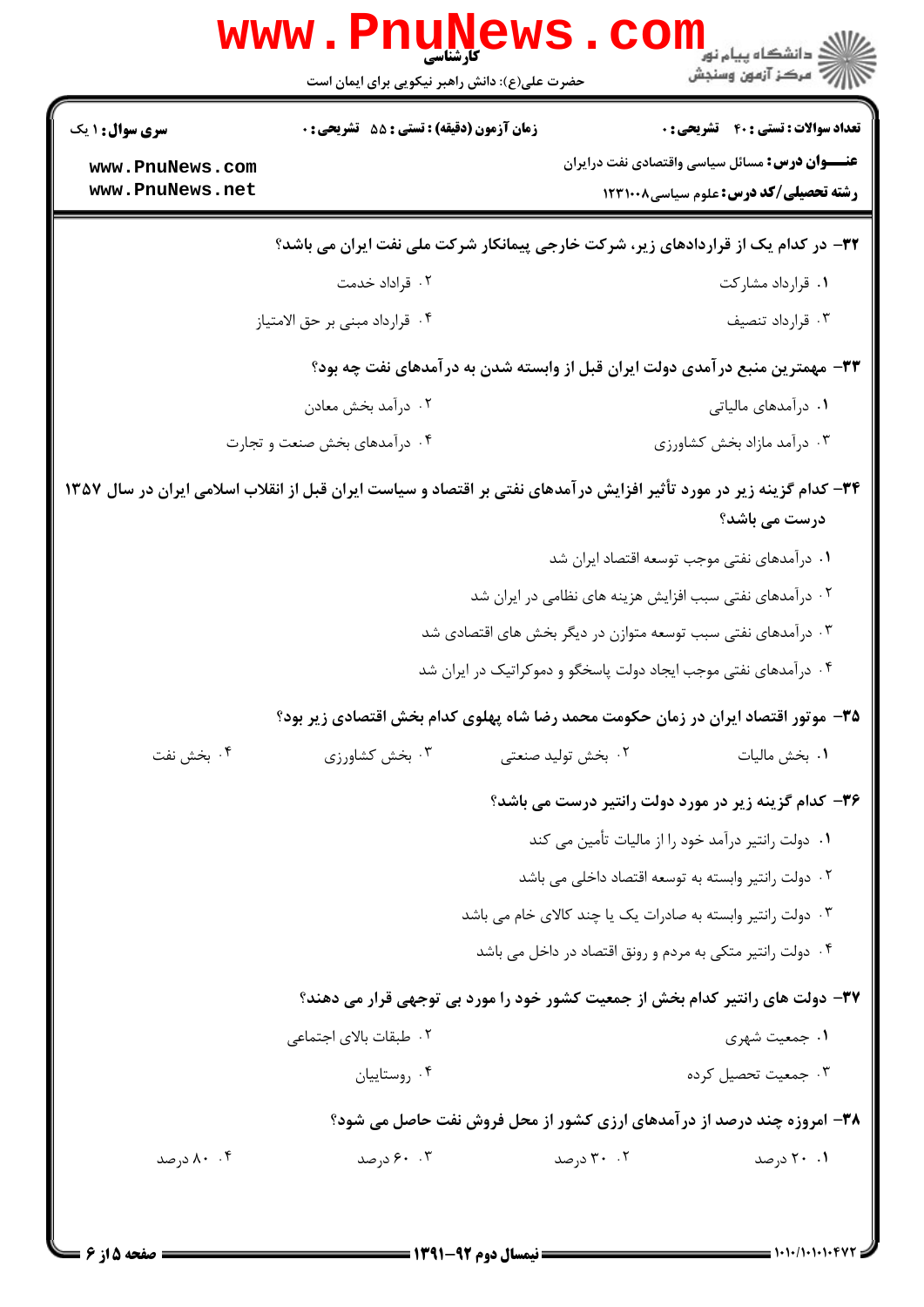**۳۲- در کدام یک از قراردادهای زیر، شرکت خارجی پیمانکار شرکت ملی نفت ایران می باشد؟**

۱. قرارداد مشارکت
۲. قراداد خدمت
۳. قرارداد تنصیف
۴. قرارداد مبنی بر حق الامتیاز

**۳۳- مهمترین منبع درآمدی دولت ایران قبل از وابسته شدن به درآمدهای نفت چه بود؟**

۱. درآمدهای مالیاتی
۲. درآمد بخش معادن
۳. درآمد مازاد بخش کشاورزی
۴. درآمدهای بخش صنعت و تجارت

**۳۴- کدام گزینه زیر در مورد تأثیر افزایش درآمدهای نفتی بر اقتصاد و سیاست ایران قبل از انقلاب اسلامی ایران در سال ۱۳۵۷ درست می باشد؟**

۱. درآمدهای نفتی موجب توسعه اقتصاد ایران شد
۲. درآمدهای نفتی سبب افزایش هزینه های نظامی در ایران شد
۳. درآمدهای نفتی سبب توسعه متوازن در دیگر بخش های اقتصادی شد
۴. درآمدهای نفتی موجب ایجاد دولت پاسخگو و دموکراتیک در ایران شد

**۳۵- موتور اقتصاد ایران در زمان حکومت محمد رضا شاه پهلوی کدام بخش اقتصادی زیر بود؟**

۱. بخش مالیات
۲. بخش تولید صنعتی
۳. بخش کشاورزی
۴. بخش نفت

**۳۶- کدام گزینه زیر در مورد دولت رانتیر درست می باشد؟**

۱. دولت رانتیر درآمد خود را از مالیات تأمین می کند
۲. دولت رانتیر وابسته به توسعه اقتصاد داخلی می باشد
۳. دولت رانتیر وابسته به صادرات یک یا چند کالای خام می باشد
۴. دولت رانتیر متکی به مردم و رونق اقتصاد در داخل می باشد

**۳۷- دولت های رانتیر کدام بخش از جمعیت کشور خود را مورد بی توجهی قرار می دهند؟**

۱. جمعیت شهری
۲. طبقات بالای اجتماعی
۳. جمعیت تحصیل کرده
۴. روستاییان

**۳۸- امروزه چند درصد از درآمدهای ارزی کشور از محل فروش نفت حاصل می شود؟**

۱. ۲۰ درصد
۲. ۳۰ درصد
۳. ۶۰ درصد
۴. ۸۰ درصد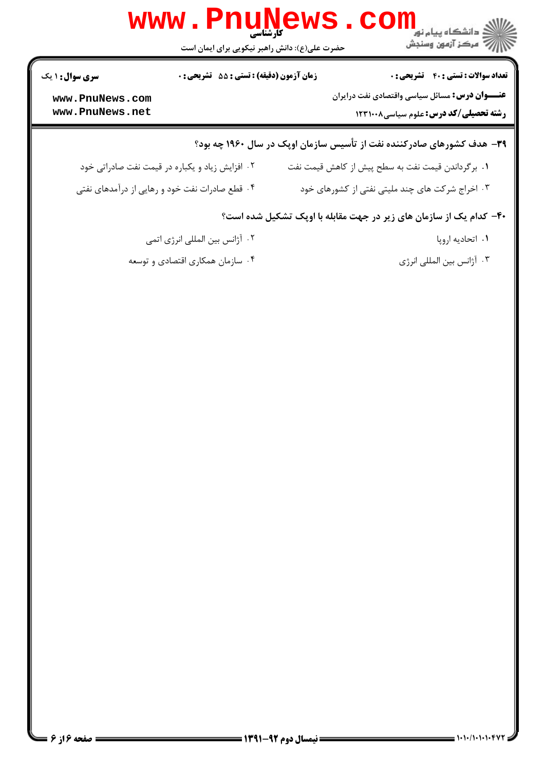**۳۹- هدف کشورهای صادرکننده نفت از تأسیس سازمان اوپک در سال ۱۹۶۰ چه بود؟**

۱. برگرداندن قیمت نفت به سطح پیش از کاهش قیمت نفت

۲. افزایش زیاد و یکباره در قیمت نفت صادراتی خود

۳. اخراج شرکت های چند ملیتی نفتی از کشورهای خود

۴. قطع صادرات نفت خود و رهایی از درآمدهای نفتی

**۴۰- کدام یک از سازمان های زیر در جهت مقابله با اوپک تشکیل شده است؟**

۱. اتحادیه اروپا

۲. آژانس بین المللی انرژی اتمی

۳. آژانس بین المللی انرژی

۴. سازمان همکاری اقتصادی و توسعه